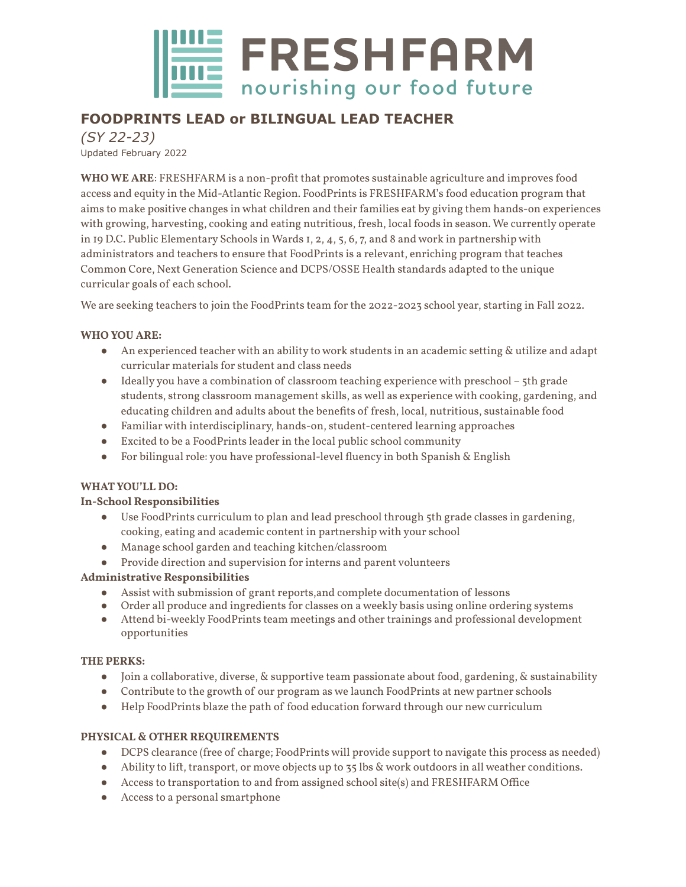# FRESHFARM

nourishing our food future

## FOODPRINTS LEAD or BILINGUAL LEAD TEACHER

*(SY 22-23)*

Updated February 2022

**WHO WE ARE**: FRESHFARM is a non-profit that promotes sustainable agriculture and improves food access and equity in the Mid-Atlantic Region. FoodPrints is FRESHFARM's food education program that aims to make positive changes in what children and their families eat by giving them hands-on experiences with growing, harvesting, cooking and eating nutritious, fresh, local foods in season. We currently operate in 19 D.C. Public Elementary Schools in Wards 1, 2, 4, 5, 6, 7, and 8 and work in partnership with administrators and teachers to ensure that FoodPrints is a relevant, enriching program that teaches Common Core, Next Generation Science and DCPS/OSSE Health standards adapted to the unique curricular goals of each school.

We are seeking teachers to join the FoodPrints team for the 2022-2023 school year, starting in Fall 2022.

**WHO YOU ARE:**

- An experienced teacher with an ability to work students in an academic setting & utilize and adapt curricular materials for student and class needs
- Ideally you have a combination of classroom teaching experience with preschool – 5th grade students, strong classroom management skills, as well as experience with cooking, gardening, and educating children and adults about the benefits of fresh, local, nutritious, sustainable food
- Familiar with interdisciplinary, hands-on, student-centered learning approaches
- Excited to be a FoodPrints leader in the local public school community
- For bilingual role: you have professional-level fluency in both Spanish & English

**WHAT YOU'LL DO:**

**In-School Responsibilities**

- Use FoodPrints curriculum to plan and lead preschool through 5th grade classes in gardening, cooking, eating and academic content in partnership with your school
- Manage school garden and teaching kitchen/classroom
- Provide direction and supervision for interns and parent volunteers

**Administrative Responsibilities**

- Assist with submission of grant reports,and complete documentation of lessons
- Order all produce and ingredients for classes on a weekly basis using online ordering systems
- Attend bi-weekly FoodPrints team meetings and other trainings and professional development opportunities

**THE PERKS:**

- Join a collaborative, diverse, & supportive team passionate about food, gardening, & sustainability
- Contribute to the growth of our program as we launch FoodPrints at new partner schools
- Help FoodPrints blaze the path of food education forward through our new curriculum

**PHYSICAL & OTHER REQUIREMENTS**

- DCPS clearance (free of charge; FoodPrints will provide support to navigate this process as needed)
- Ability to lift, transport, or move objects up to 35 lbs & work outdoors in all weather conditions.
- Access to transportation to and from assigned school site(s) and FRESHFARM Office
- Access to a personal smartphone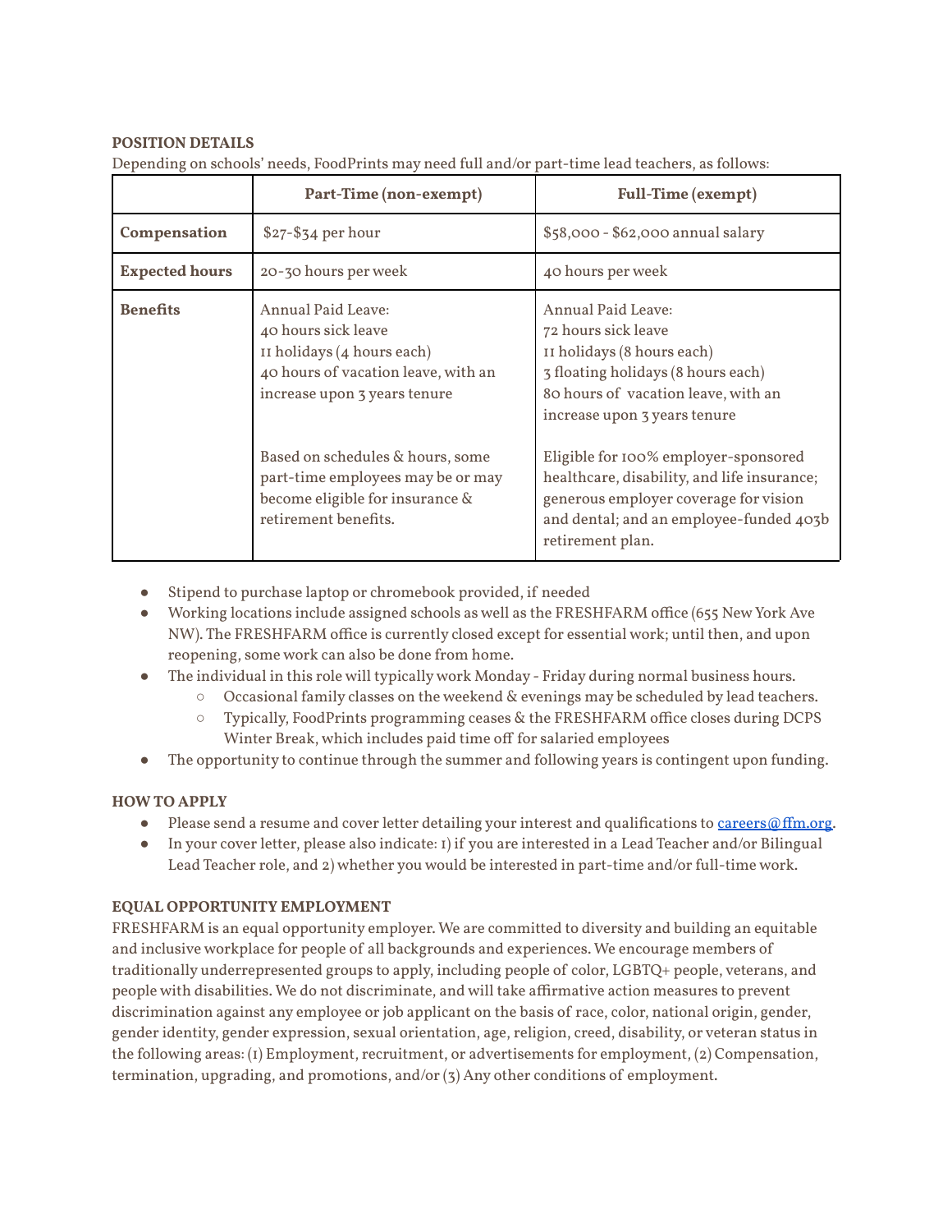**POSITION DETAILS**

Depending on schools' needs, FoodPrints may need full and/or part-time lead teachers, as follows:

| | Part-Time (non-exempt) | Full-Time (exempt) |
|---|---|---|
| **Compensation** | $27-$34 per hour | $58,000 - $62,000 annual salary |
| **Expected hours** | 20-30 hours per week | 40 hours per week |
| **Benefits** | Annual Paid Leave:<br>40 hours sick leave<br>11 holidays (4 hours each)<br>40 hours of vacation leave, with an increase upon 3 years tenure<br><br>Based on schedules & hours, some part-time employees may be or may become eligible for insurance & retirement benefits. | Annual Paid Leave:<br>72 hours sick leave<br>11 holidays (8 hours each)<br>3 floating holidays (8 hours each)<br>80 hours of vacation leave, with an increase upon 3 years tenure<br><br>Eligible for 100% employer-sponsored healthcare, disability, and life insurance; generous employer coverage for vision and dental; and an employee-funded 403b retirement plan. |

- Stipend to purchase laptop or chromebook provided, if needed
- Working locations include assigned schools as well as the FRESHFARM office (655 New York Ave NW). The FRESHFARM office is currently closed except for essential work; until then, and upon reopening, some work can also be done from home.
- The individual in this role will typically work Monday - Friday during normal business hours.
  - Occasional family classes on the weekend & evenings may be scheduled by lead teachers.
  - Typically, FoodPrints programming ceases & the FRESHFARM office closes during DCPS Winter Break, which includes paid time off for salaried employees
- The opportunity to continue through the summer and following years is contingent upon funding.

**HOW TO APPLY**

- Please send a resume and cover letter detailing your interest and qualifications to careers@ffm.org.
- In your cover letter, please also indicate: 1) if you are interested in a Lead Teacher and/or Bilingual Lead Teacher role, and 2) whether you would be interested in part-time and/or full-time work.

**EQUAL OPPORTUNITY EMPLOYMENT**

FRESHFARM is an equal opportunity employer. We are committed to diversity and building an equitable and inclusive workplace for people of all backgrounds and experiences. We encourage members of traditionally underrepresented groups to apply, including people of color, LGBTQ+ people, veterans, and people with disabilities. We do not discriminate, and will take affirmative action measures to prevent discrimination against any employee or job applicant on the basis of race, color, national origin, gender, gender identity, gender expression, sexual orientation, age, religion, creed, disability, or veteran status in the following areas: (1) Employment, recruitment, or advertisements for employment, (2) Compensation, termination, upgrading, and promotions, and/or (3) Any other conditions of employment.